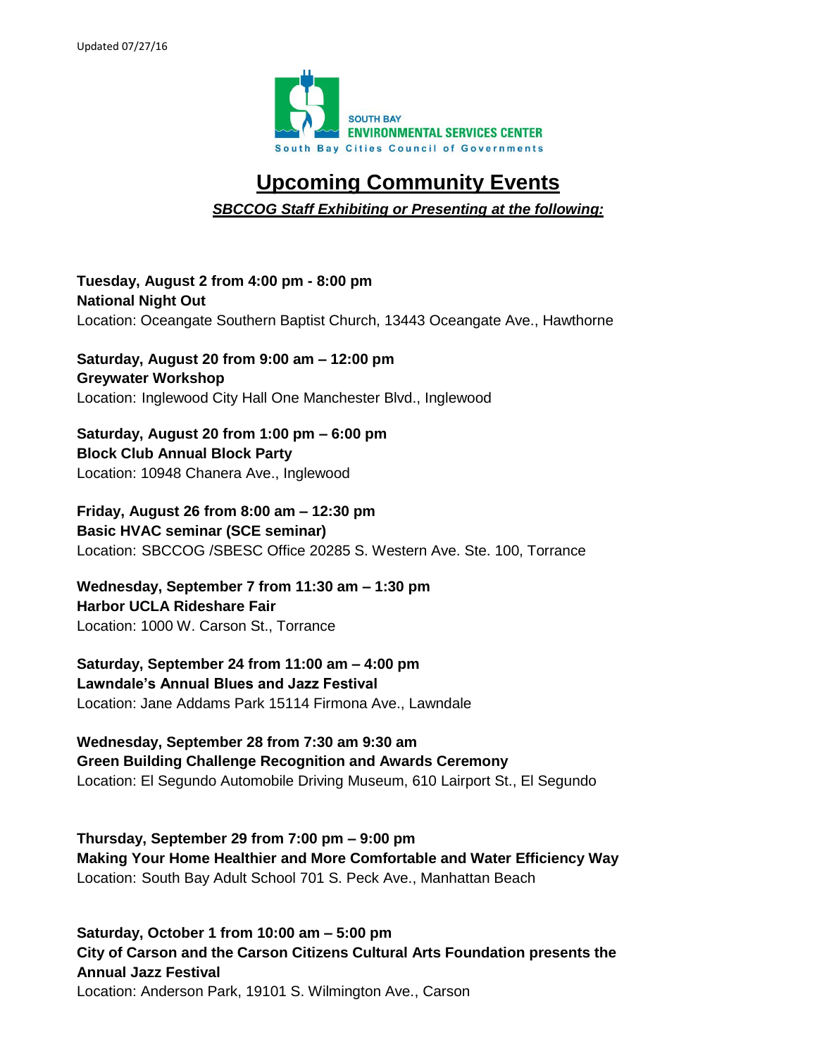Updated 07/27/16

SOUTH BAY ENVIRONMENTAL SERVICES CENTER
South Bay Cities Council of Governments

# Upcoming Community Events

***SBCCOG Staff Exhibiting or Presenting at the following:***

**Tuesday, August 2 from 4:00 pm - 8:00 pm**
**National Night Out**
Location: Oceangate Southern Baptist Church, 13443 Oceangate Ave., Hawthorne

**Saturday, August 20 from 9:00 am – 12:00 pm**
**Greywater Workshop**
Location: Inglewood City Hall One Manchester Blvd., Inglewood

**Saturday, August 20 from 1:00 pm – 6:00 pm**
**Block Club Annual Block Party**
Location: 10948 Chanera Ave., Inglewood

**Friday, August 26 from 8:00 am – 12:30 pm**
**Basic HVAC seminar (SCE seminar)**
Location: SBCCOG /SBESC Office 20285 S. Western Ave. Ste. 100, Torrance

**Wednesday, September 7 from 11:30 am – 1:30 pm**
**Harbor UCLA Rideshare Fair**
Location: 1000 W. Carson St., Torrance

**Saturday, September 24 from 11:00 am – 4:00 pm**
**Lawndale's Annual Blues and Jazz Festival**
Location: Jane Addams Park 15114 Firmona Ave., Lawndale

**Wednesday, September 28 from 7:30 am 9:30 am**
**Green Building Challenge Recognition and Awards Ceremony**
Location: El Segundo Automobile Driving Museum, 610 Lairport St., El Segundo

**Thursday, September 29 from 7:00 pm – 9:00 pm**
**Making Your Home Healthier and More Comfortable and Water Efficiency Way**
Location: South Bay Adult School 701 S. Peck Ave., Manhattan Beach

**Saturday, October 1 from 10:00 am – 5:00 pm**
**City of Carson and the Carson Citizens Cultural Arts Foundation presents the Annual Jazz Festival**
Location: Anderson Park, 19101 S. Wilmington Ave., Carson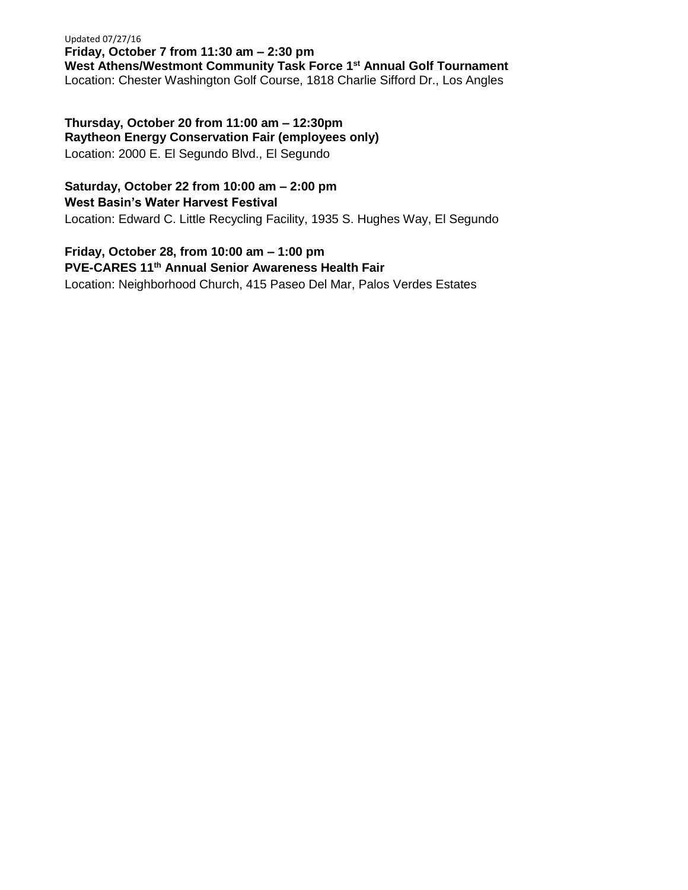Updated 07/27/16

**Friday, October 7 from 11:30 am – 2:30 pm**
**West Athens/Westmont Community Task Force 1st Annual Golf Tournament**
Location: Chester Washington Golf Course, 1818 Charlie Sifford Dr., Los Angles

**Thursday, October 20 from 11:00 am – 12:30pm**
**Raytheon Energy Conservation Fair (employees only)**
Location: 2000 E. El Segundo Blvd., El Segundo

**Saturday, October 22 from 10:00 am – 2:00 pm**
**West Basin's Water Harvest Festival**
Location: Edward C. Little Recycling Facility, 1935 S. Hughes Way, El Segundo

**Friday, October 28, from 10:00 am – 1:00 pm**
**PVE-CARES 11th Annual Senior Awareness Health Fair**
Location: Neighborhood Church, 415 Paseo Del Mar, Palos Verdes Estates